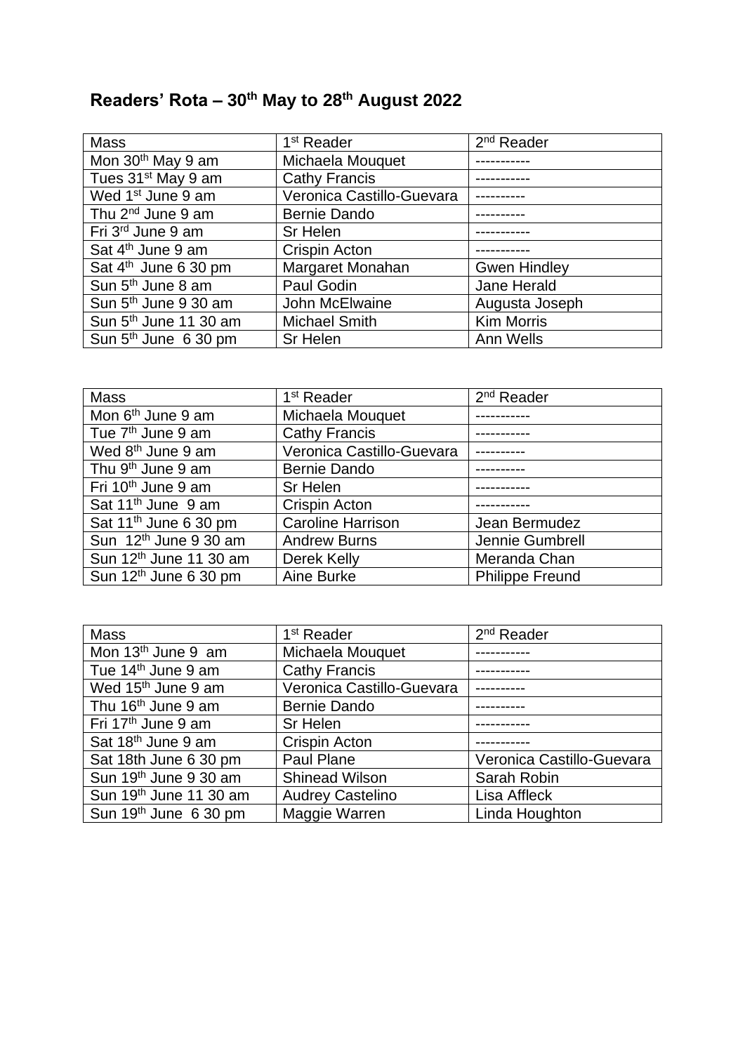# Readers' Rota – 30th May to 28th August 2022

| Mass | 1st Reader | 2nd Reader |
|---|---|---|
| Mon 30th May 9 am | Michaela Mouquet | ----------- |
| Tues 31st May 9 am | Cathy Francis | ----------- |
| Wed 1st June 9 am | Veronica Castillo-Guevara | ---------- |
| Thu 2nd June 9 am | Bernie Dando | ---------- |
| Fri 3rd June 9 am | Sr Helen | ----------- |
| Sat 4th June 9 am | Crispin Acton | ----------- |
| Sat 4th June 6 30 pm | Margaret Monahan | Gwen Hindley |
| Sun 5th June 8 am | Paul Godin | Jane Herald |
| Sun 5th June 9 30 am | John McElwaine | Augusta Joseph |
| Sun 5th June 11 30 am | Michael Smith | Kim Morris |
| Sun 5th June 6 30 pm | Sr Helen | Ann Wells |

| Mass | 1st Reader | 2nd Reader |
|---|---|---|
| Mon 6th June 9 am | Michaela Mouquet | ----------- |
| Tue 7th June 9 am | Cathy Francis | ----------- |
| Wed 8th June 9 am | Veronica Castillo-Guevara | ---------- |
| Thu 9th June 9 am | Bernie Dando | ---------- |
| Fri 10th June 9 am | Sr Helen | ----------- |
| Sat 11th June 9 am | Crispin Acton | ----------- |
| Sat 11th June 6 30 pm | Caroline Harrison | Jean Bermudez |
| Sun 12th June 9 30 am | Andrew Burns | Jennie Gumbrell |
| Sun 12th June 11 30 am | Derek Kelly | Meranda Chan |
| Sun 12th June 6 30 pm | Aine Burke | Philippe Freund |

| Mass | 1st Reader | 2nd Reader |
|---|---|---|
| Mon 13th June 9 am | Michaela Mouquet | ----------- |
| Tue 14th June 9 am | Cathy Francis | ----------- |
| Wed 15th June 9 am | Veronica Castillo-Guevara | ---------- |
| Thu 16th June 9 am | Bernie Dando | ---------- |
| Fri 17th June 9 am | Sr Helen | ----------- |
| Sat 18th June 9 am | Crispin Acton | ----------- |
| Sat 18th June 6 30 pm | Paul Plane | Veronica Castillo-Guevara |
| Sun 19th June 9 30 am | Shinead Wilson | Sarah Robin |
| Sun 19th June 11 30 am | Audrey Castelino | Lisa Affleck |
| Sun 19th June 6 30 pm | Maggie Warren | Linda Houghton |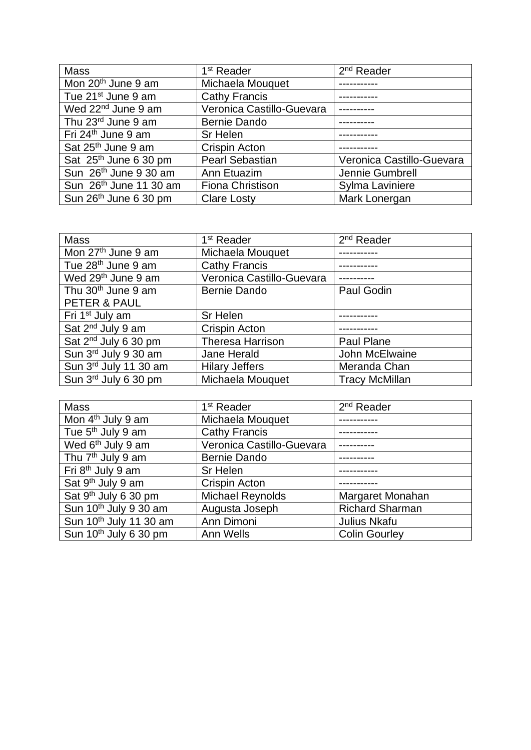| Mass | 1st Reader | 2nd Reader |
| --- | --- | --- |
| Mon 20th June 9 am | Michaela Mouquet | ----------- |
| Tue 21st June 9 am | Cathy Francis | ----------- |
| Wed 22nd June 9 am | Veronica Castillo-Guevara | ---------- |
| Thu 23rd June 9 am | Bernie Dando | ---------- |
| Fri 24th June 9 am | Sr Helen | ----------- |
| Sat 25th June 9 am | Crispin Acton | ----------- |
| Sat 25th June 6 30 pm | Pearl Sebastian | Veronica Castillo-Guevara |
| Sun 26th June 9 30 am | Ann Etuazim | Jennie Gumbrell |
| Sun 26th June 11 30 am | Fiona Christison | Sylma Laviniere |
| Sun 26th June 6 30 pm | Clare Losty | Mark Lonergan |

| Mass | 1st Reader | 2nd Reader |
| --- | --- | --- |
| Mon 27th June 9 am | Michaela Mouquet | ----------- |
| Tue 28th June 9 am | Cathy Francis | ----------- |
| Wed 29th June 9 am | Veronica Castillo-Guevara | ---------- |
| Thu 30th June 9 am PETER & PAUL | Bernie Dando | Paul Godin |
| Fri 1st July am | Sr Helen | ----------- |
| Sat 2nd July 9 am | Crispin Acton | ----------- |
| Sat 2nd July 6 30 pm | Theresa Harrison | Paul Plane |
| Sun 3rd July 9 30 am | Jane Herald | John McElwaine |
| Sun 3rd July 11 30 am | Hilary Jeffers | Meranda Chan |
| Sun 3rd July 6 30 pm | Michaela Mouquet | Tracy McMillan |

| Mass | 1st Reader | 2nd Reader |
| --- | --- | --- |
| Mon 4th July 9 am | Michaela Mouquet | ----------- |
| Tue 5th July 9 am | Cathy Francis | ----------- |
| Wed 6th July 9 am | Veronica Castillo-Guevara | ---------- |
| Thu 7th July 9 am | Bernie Dando | ---------- |
| Fri 8th July 9 am | Sr Helen | ----------- |
| Sat 9th July 9 am | Crispin Acton | ----------- |
| Sat 9th July 6 30 pm | Michael Reynolds | Margaret Monahan |
| Sun 10th July 9 30 am | Augusta Joseph | Richard Sharman |
| Sun 10th July 11 30 am | Ann Dimoni | Julius Nkafu |
| Sun 10th July 6 30 pm | Ann Wells | Colin Gourley |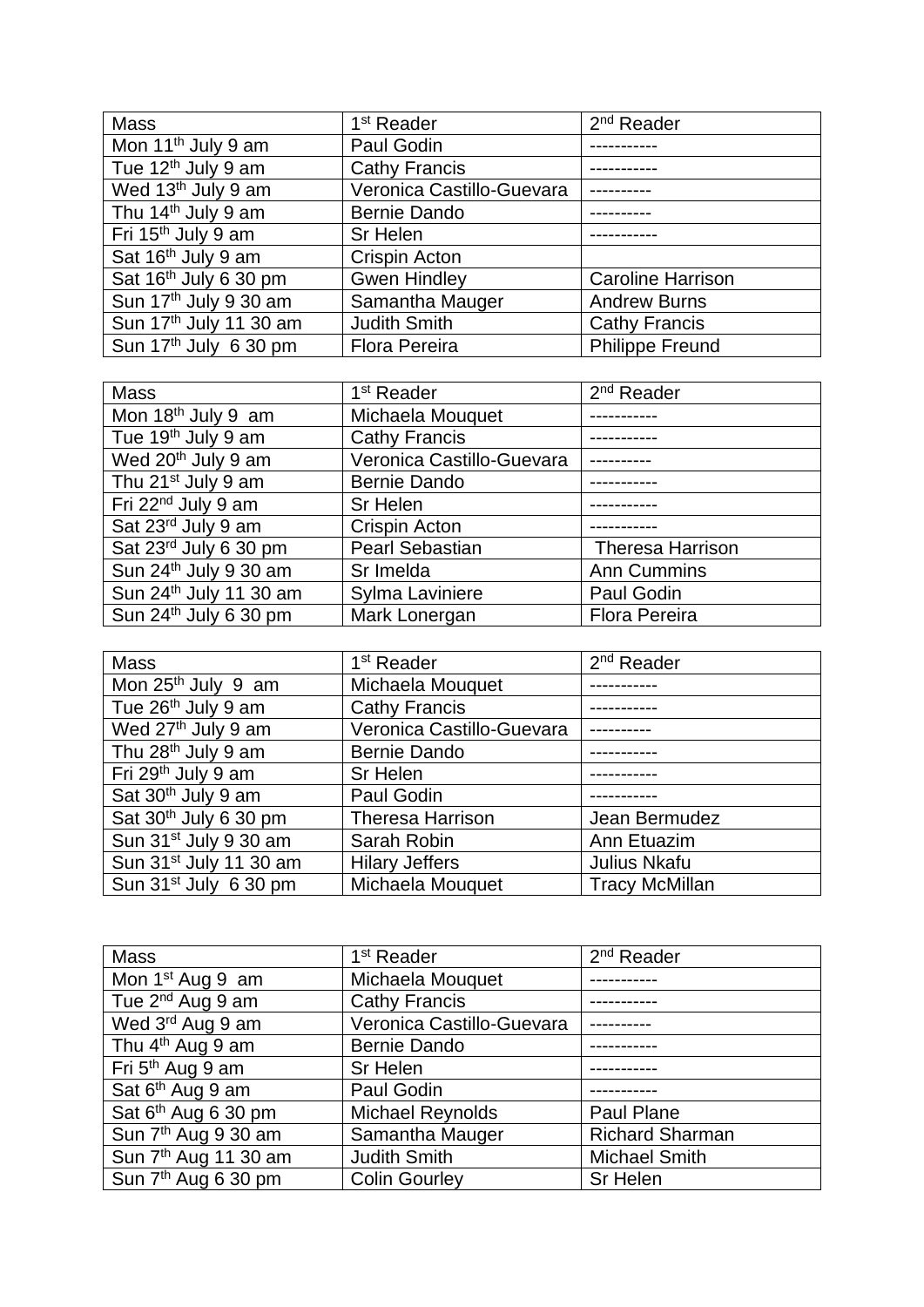| Mass | 1st Reader | 2nd Reader |
|---|---|---|
| Mon 11th July 9 am | Paul Godin | ----------- |
| Tue 12th July 9 am | Cathy Francis | ----------- |
| Wed 13th July 9 am | Veronica Castillo-Guevara | ---------- |
| Thu 14th July 9 am | Bernie Dando | ---------- |
| Fri 15th July 9 am | Sr Helen | ----------- |
| Sat 16th July 9 am | Crispin Acton | |
| Sat 16th July 6 30 pm | Gwen Hindley | Caroline Harrison |
| Sun 17th July 9 30 am | Samantha Mauger | Andrew Burns |
| Sun 17th July 11 30 am | Judith Smith | Cathy Francis |
| Sun 17th July 6 30 pm | Flora Pereira | Philippe Freund |

| Mass | 1st Reader | 2nd Reader |
|---|---|---|
| Mon 18th July 9 am | Michaela Mouquet | ----------- |
| Tue 19th July 9 am | Cathy Francis | ----------- |
| Wed 20th July 9 am | Veronica Castillo-Guevara | ---------- |
| Thu 21st July 9 am | Bernie Dando | ----------- |
| Fri 22nd July 9 am | Sr Helen | ----------- |
| Sat 23rd July 9 am | Crispin Acton | ----------- |
| Sat 23rd July 6 30 pm | Pearl Sebastian | Theresa Harrison |
| Sun 24th July 9 30 am | Sr Imelda | Ann Cummins |
| Sun 24th July 11 30 am | Sylma Laviniere | Paul Godin |
| Sun 24th July 6 30 pm | Mark Lonergan | Flora Pereira |

| Mass | 1st Reader | 2nd Reader |
|---|---|---|
| Mon 25th July 9 am | Michaela Mouquet | ----------- |
| Tue 26th July 9 am | Cathy Francis | ----------- |
| Wed 27th July 9 am | Veronica Castillo-Guevara | ---------- |
| Thu 28th July 9 am | Bernie Dando | ----------- |
| Fri 29th July 9 am | Sr Helen | ----------- |
| Sat 30th July 9 am | Paul Godin | ----------- |
| Sat 30th July 6 30 pm | Theresa Harrison | Jean Bermudez |
| Sun 31st July 9 30 am | Sarah Robin | Ann Etuazim |
| Sun 31st July 11 30 am | Hilary Jeffers | Julius Nkafu |
| Sun 31st July 6 30 pm | Michaela Mouquet | Tracy McMillan |

| Mass | 1st Reader | 2nd Reader |
|---|---|---|
| Mon 1st Aug 9 am | Michaela Mouquet | ----------- |
| Tue 2nd Aug 9 am | Cathy Francis | ----------- |
| Wed 3rd Aug 9 am | Veronica Castillo-Guevara | ---------- |
| Thu 4th Aug 9 am | Bernie Dando | ----------- |
| Fri 5th Aug 9 am | Sr Helen | ----------- |
| Sat 6th Aug 9 am | Paul Godin | ----------- |
| Sat 6th Aug 6 30 pm | Michael Reynolds | Paul Plane |
| Sun 7th Aug 9 30 am | Samantha Mauger | Richard Sharman |
| Sun 7th Aug 11 30 am | Judith Smith | Michael Smith |
| Sun 7th Aug 6 30 pm | Colin Gourley | Sr Helen |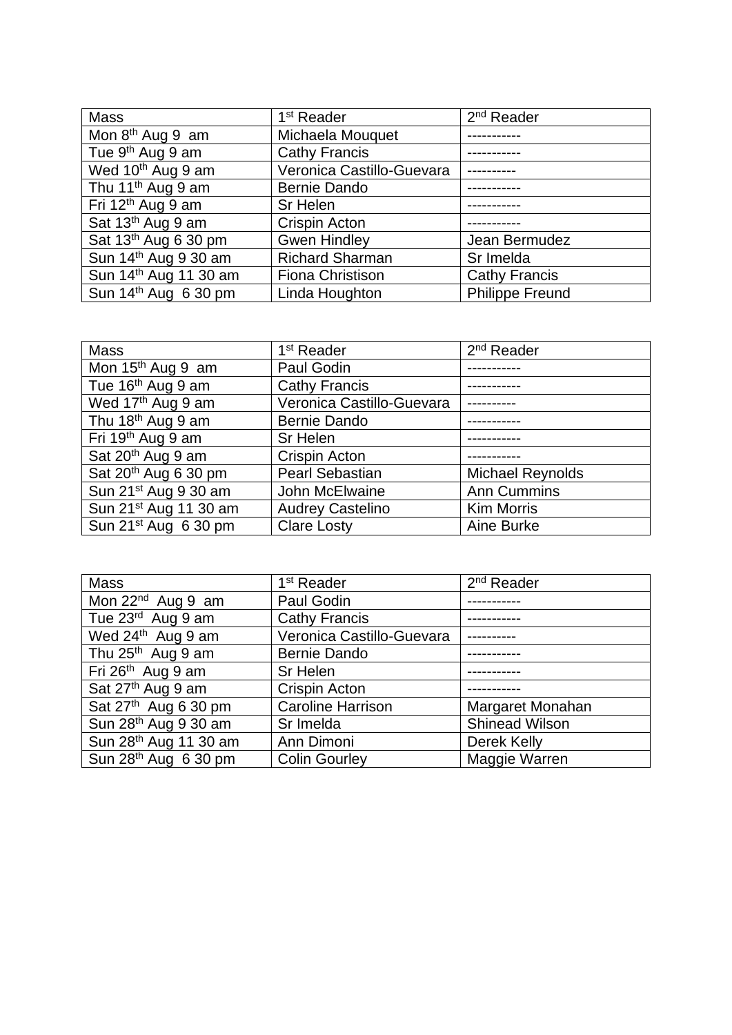| Mass | 1st Reader | 2nd Reader |
|---|---|---|
| Mon 8th Aug 9 am | Michaela Mouquet | ----------- |
| Tue 9th Aug 9 am | Cathy Francis | ----------- |
| Wed 10th Aug 9 am | Veronica Castillo-Guevara | ---------- |
| Thu 11th Aug 9 am | Bernie Dando | ----------- |
| Fri 12th Aug 9 am | Sr Helen | ----------- |
| Sat 13th Aug 9 am | Crispin Acton | ----------- |
| Sat 13th Aug 6 30 pm | Gwen Hindley | Jean Bermudez |
| Sun 14th Aug 9 30 am | Richard Sharman | Sr Imelda |
| Sun 14th Aug 11 30 am | Fiona Christison | Cathy Francis |
| Sun 14th Aug 6 30 pm | Linda Houghton | Philippe Freund |

| Mass | 1st Reader | 2nd Reader |
|---|---|---|
| Mon 15th Aug 9 am | Paul Godin | ----------- |
| Tue 16th Aug 9 am | Cathy Francis | ----------- |
| Wed 17th Aug 9 am | Veronica Castillo-Guevara | ---------- |
| Thu 18th Aug 9 am | Bernie Dando | ----------- |
| Fri 19th Aug 9 am | Sr Helen | ----------- |
| Sat 20th Aug 9 am | Crispin Acton | ----------- |
| Sat 20th Aug 6 30 pm | Pearl Sebastian | Michael Reynolds |
| Sun 21st Aug 9 30 am | John McElwaine | Ann Cummins |
| Sun 21st Aug 11 30 am | Audrey Castelino | Kim Morris |
| Sun 21st Aug 6 30 pm | Clare Losty | Aine Burke |

| Mass | 1st Reader | 2nd Reader |
|---|---|---|
| Mon 22nd Aug 9 am | Paul Godin | ----------- |
| Tue 23rd Aug 9 am | Cathy Francis | ----------- |
| Wed 24th Aug 9 am | Veronica Castillo-Guevara | ---------- |
| Thu 25th Aug 9 am | Bernie Dando | ----------- |
| Fri 26th Aug 9 am | Sr Helen | ----------- |
| Sat 27th Aug 9 am | Crispin Acton | ----------- |
| Sat 27th Aug 6 30 pm | Caroline Harrison | Margaret Monahan |
| Sun 28th Aug 9 30 am | Sr Imelda | Shinead Wilson |
| Sun 28th Aug 11 30 am | Ann Dimoni | Derek Kelly |
| Sun 28th Aug 6 30 pm | Colin Gourley | Maggie Warren |